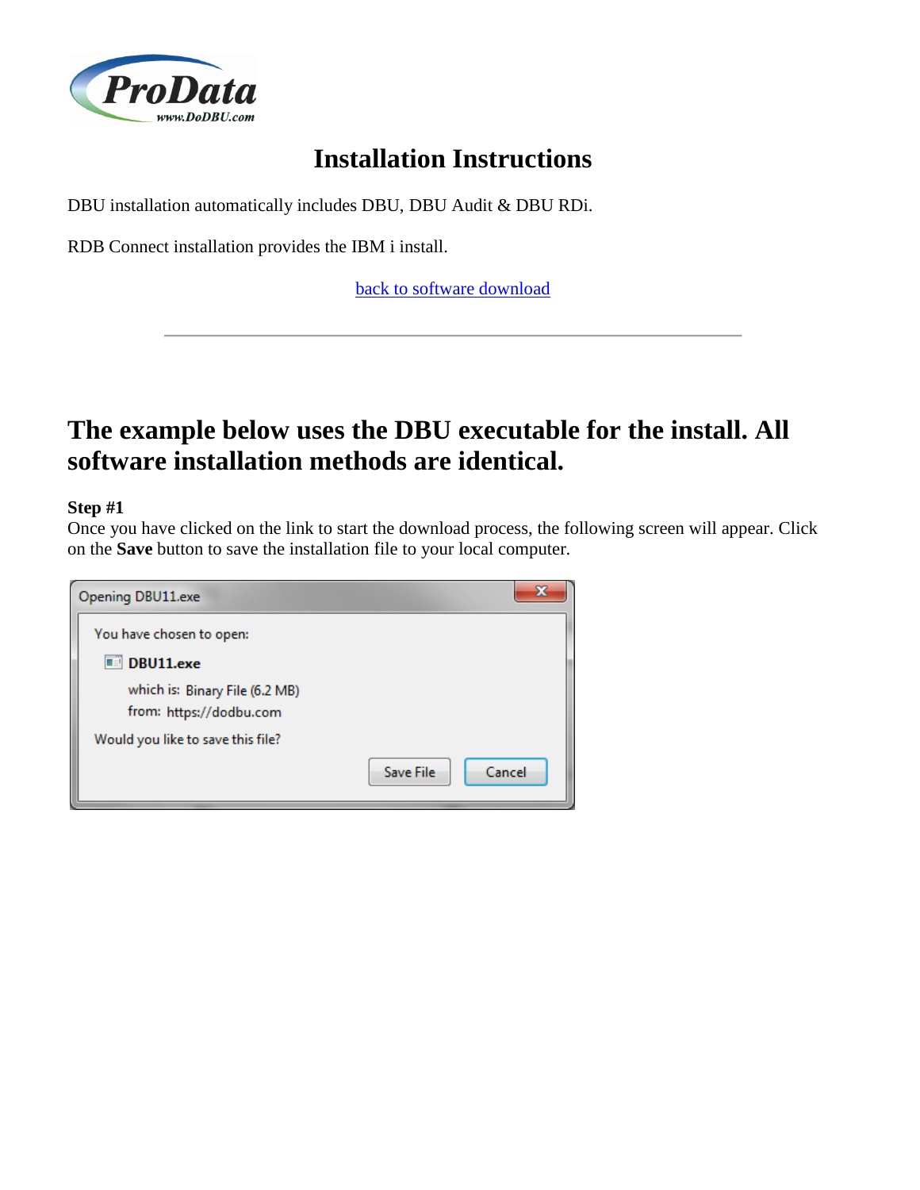# Installation Instructions

DBU installation automatically includes DBU, DBU Audit & DBU RDi.

RDB Connect installation provides the IBM i install.

back to software download

---

## The example below uses the DBU executable for the install. All software installation methods are identical.

**Step #1**
Once you have clicked on the link to start the download process, the following screen will appear. Click on the **Save** button to save the installation file to your local computer.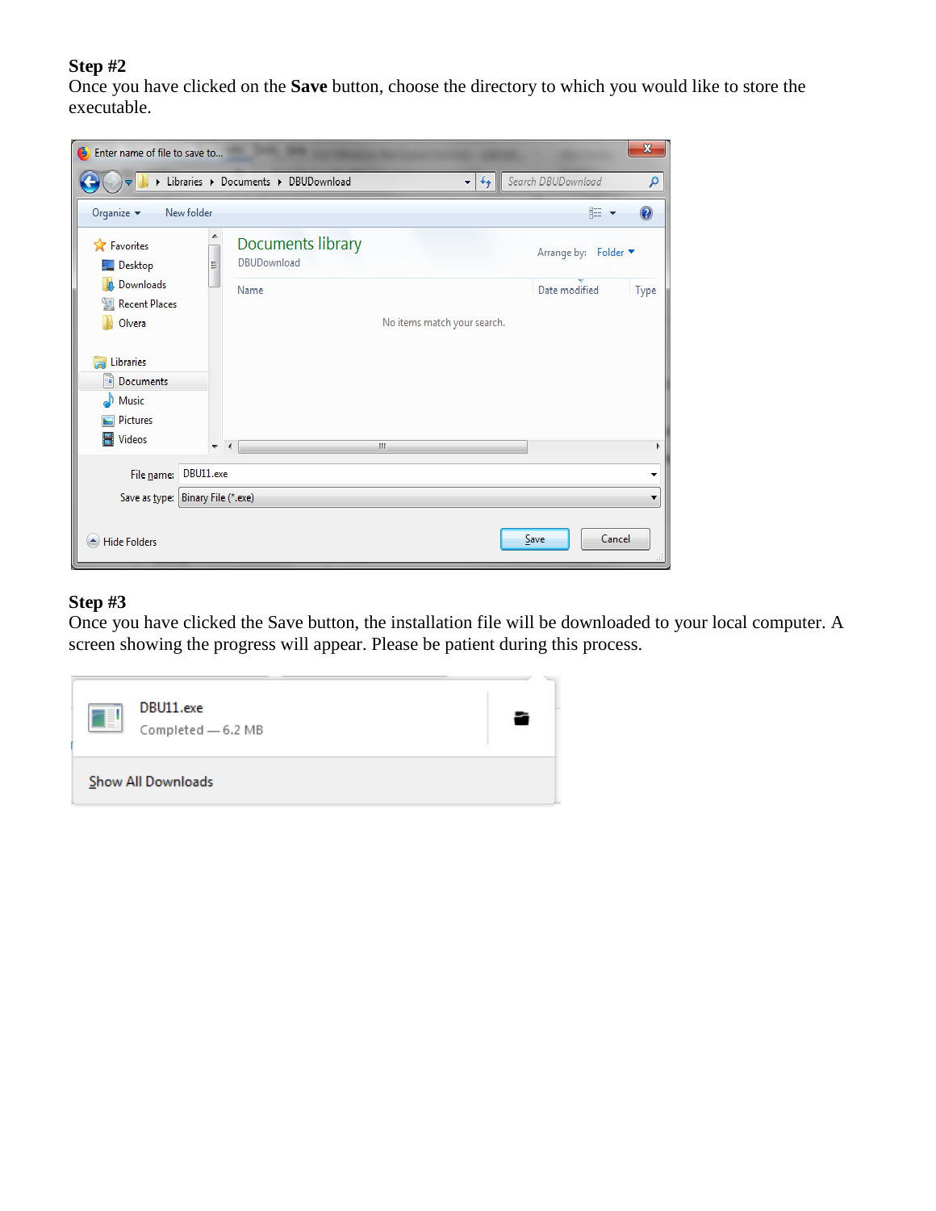**Step #2**

Once you have clicked on the **Save** button, choose the directory to which you would like to store the executable.

**Step #3**

Once you have clicked the Save button, the installation file will be downloaded to your local computer. A screen showing the progress will appear. Please be patient during this process.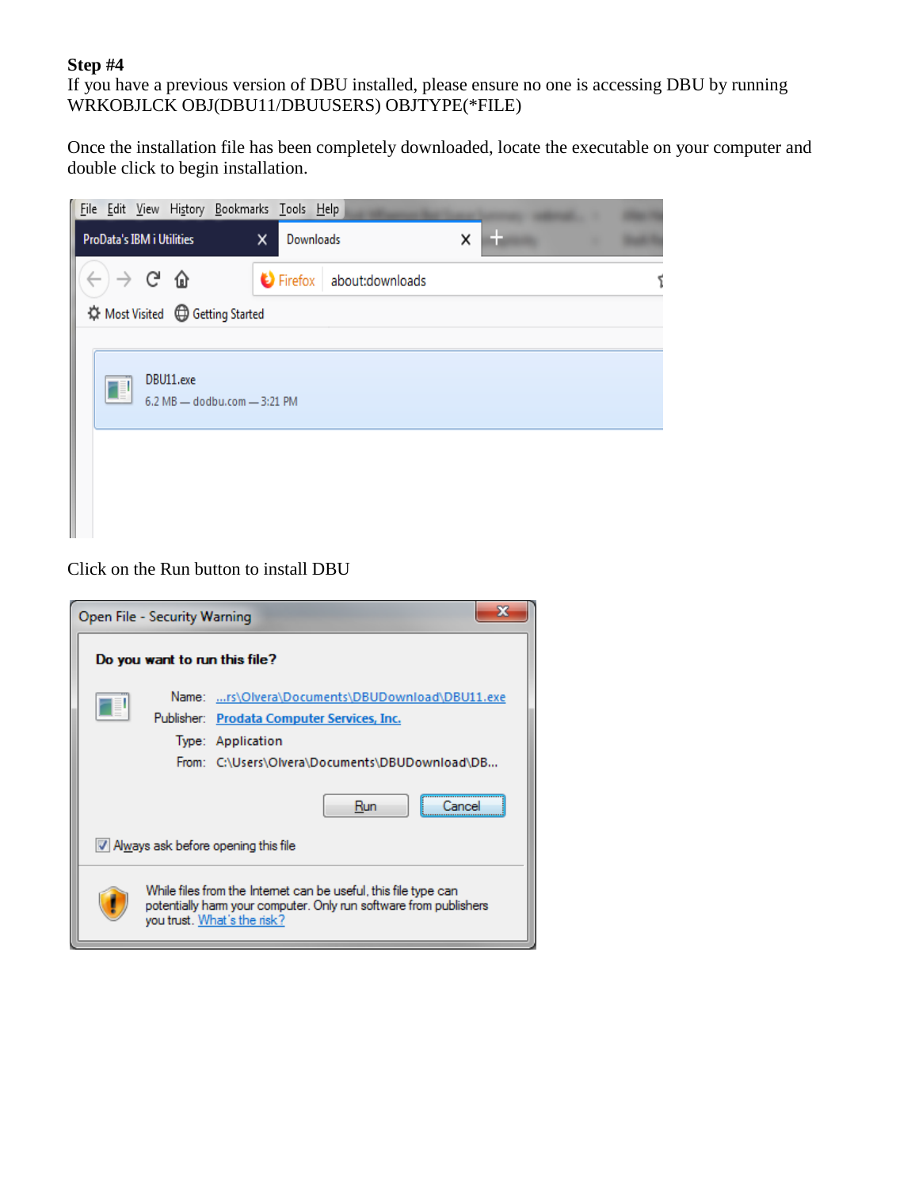**Step #4**
If you have a previous version of DBU installed, please ensure no one is accessing DBU by running WRKOBJLCK OBJ(DBU11/DBUUSERS) OBJTYPE(*FILE)

Once the installation file has been completely downloaded, locate the executable on your computer and double click to begin installation.

Click on the Run button to install DBU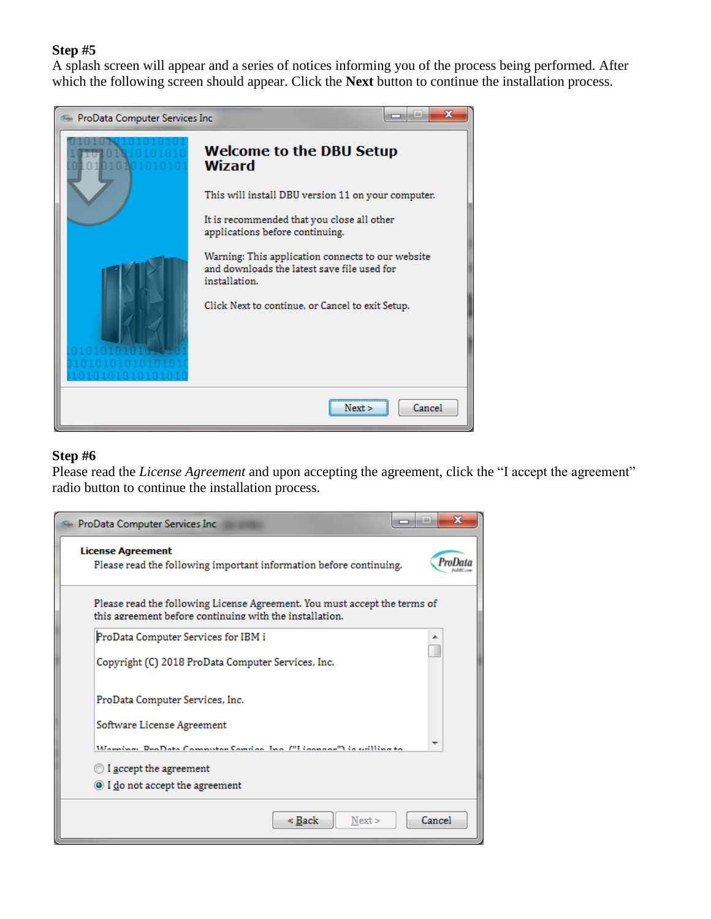**Step #5**

A splash screen will appear and a series of notices informing you of the process being performed. After which the following screen should appear. Click the **Next** button to continue the installation process.

**Step #6**

Please read the *License Agreement* and upon accepting the agreement, click the "I accept the agreement" radio button to continue the installation process.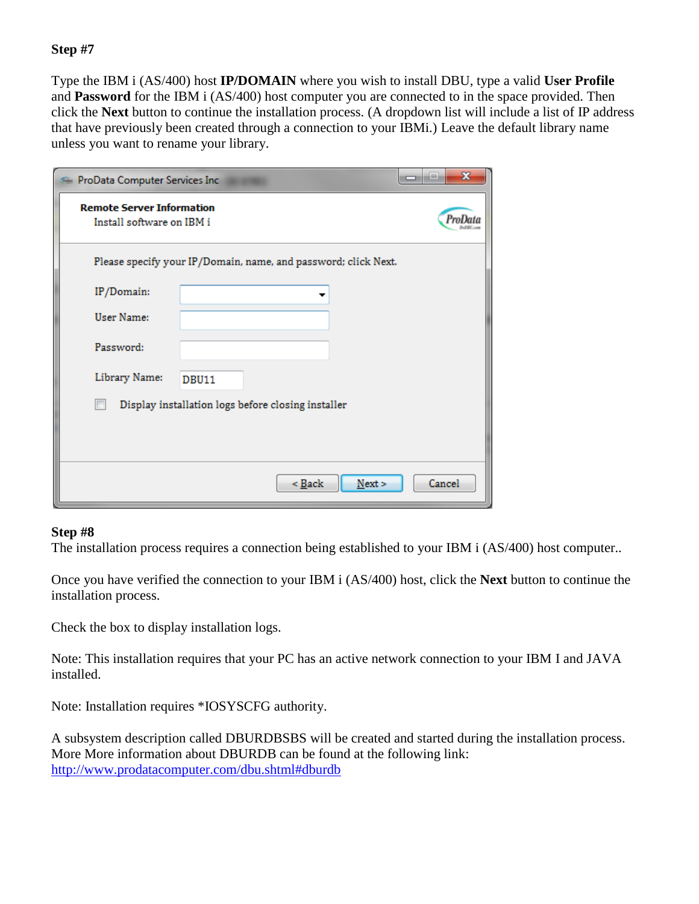**Step #7**

Type the IBM i (AS/400) host **IP/DOMAIN** where you wish to install DBU, type a valid **User Profile** and **Password** for the IBM i (AS/400) host computer you are connected to in the space provided. Then click the **Next** button to continue the installation process. (A dropdown list will include a list of IP address that have previously been created through a connection to your IBMi.) Leave the default library name unless you want to rename your library.

**Step #8**

The installation process requires a connection being established to your IBM i (AS/400) host computer..

Once you have verified the connection to your IBM i (AS/400) host, click the **Next** button to continue the installation process.

Check the box to display installation logs.

Note: This installation requires that your PC has an active network connection to your IBM I and JAVA installed.

Note: Installation requires *IOSYSCFG authority.

A subsystem description called DBURDBSBS will be created and started during the installation process. More More information about DBURDB can be found at the following link: [http://www.prodatacomputer.com/dbu.shtml#dburdb](http://www.prodatacomputer.com/dbu.shtml#dburdb)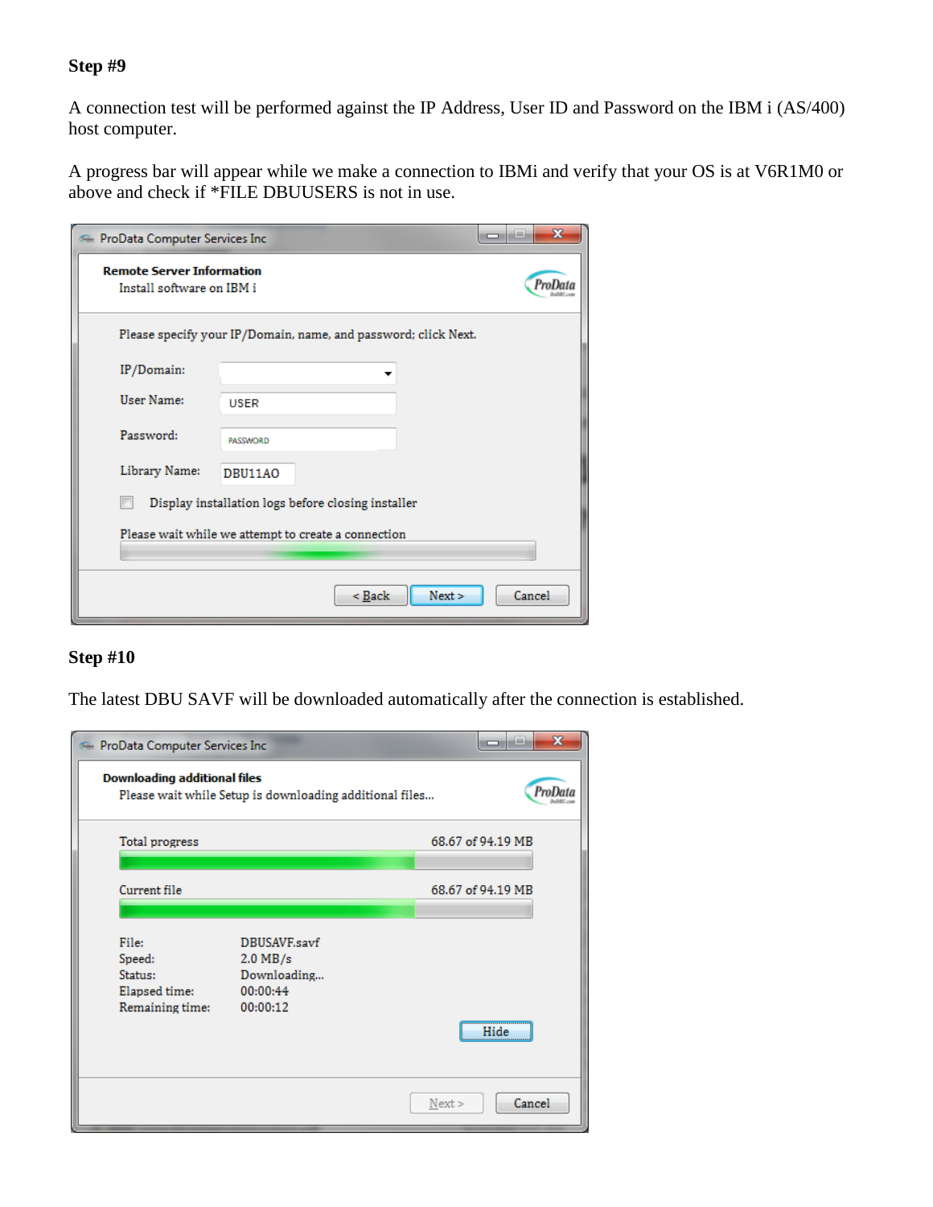**Step #9**

A connection test will be performed against the IP Address, User ID and Password on the IBM i (AS/400) host computer.

A progress bar will appear while we make a connection to IBMi and verify that your OS is at V6R1M0 or above and check if *FILE DBUUSERS is not in use.

**Step #10**

The latest DBU SAVF will be downloaded automatically after the connection is established.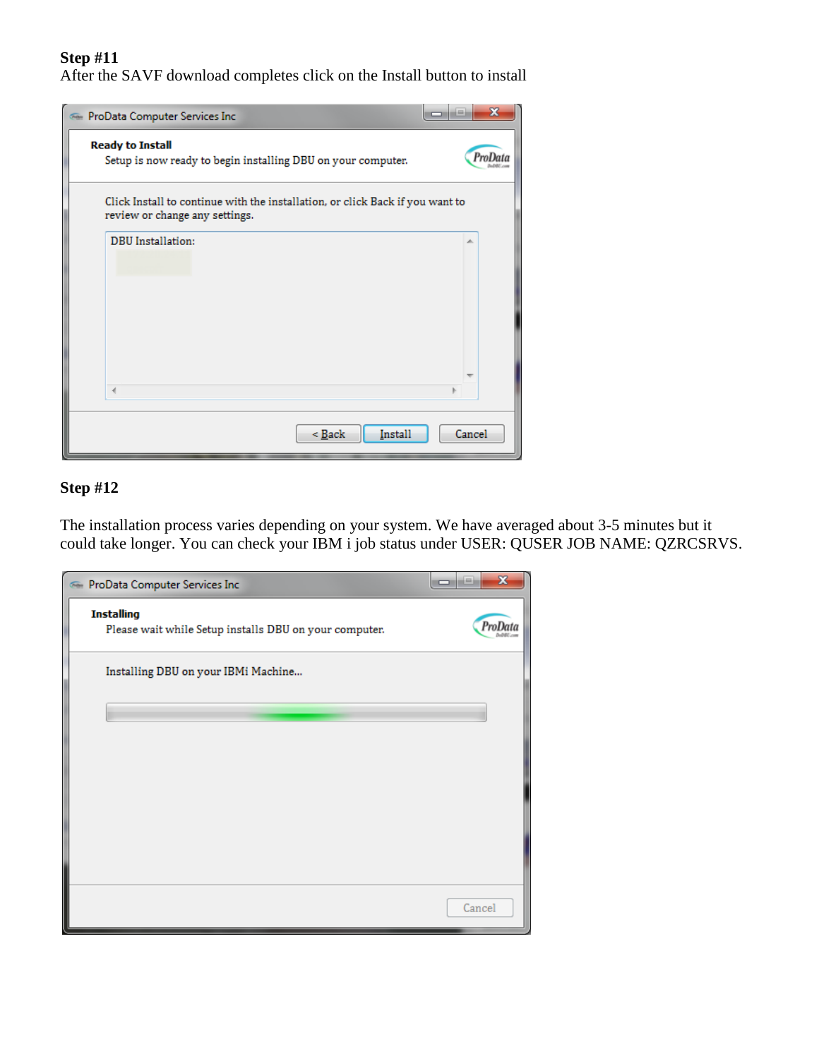**Step #11**
After the SAVF download completes click on the Install button to install

**Step #12**

The installation process varies depending on your system. We have averaged about 3-5 minutes but it could take longer. You can check your IBM i job status under USER: QUSER JOB NAME: QZRCSRVS.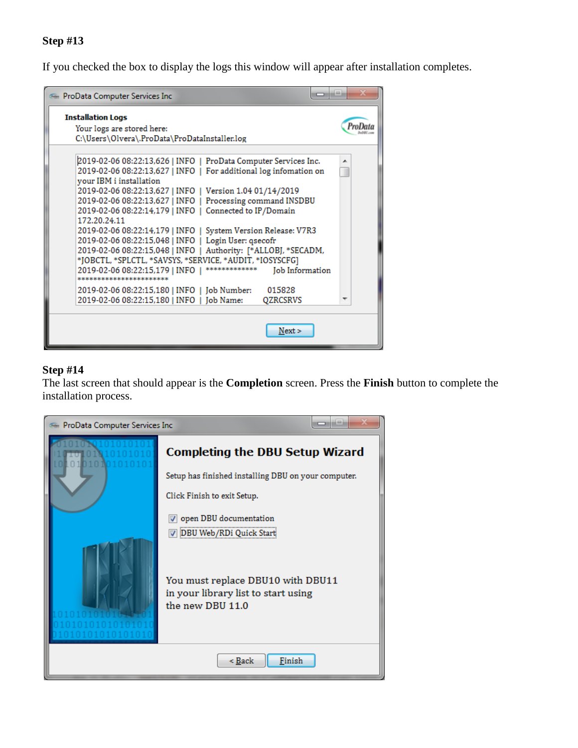**Step #13**

If you checked the box to display the logs this window will appear after installation completes.

ProData Computer Services Inc

**Installation Logs**

Your logs are stored here:
C:\Users\Olvera\.ProData\ProDataInstaller.log

```
2019-02-06 08:22:13,626 | INFO | ProData Computer Services Inc.
2019-02-06 08:22:13,627 | INFO | For additional log infomation on your IBM i installation
2019-02-06 08:22:13,627 | INFO | Version 1.04 01/14/2019
2019-02-06 08:22:13,627 | INFO | Processing command INSDBU
2019-02-06 08:22:14,179 | INFO | Connected to IP/Domain 172.20.24.11
2019-02-06 08:22:14,179 | INFO | System Version Release: V7R3
2019-02-06 08:22:15,048 | INFO | Login User: qsecofr
2019-02-06 08:22:15,048 | INFO | Authority: [*ALLOBJ, *SECADM, *JOBCTL, *SPLCTL, *SAVSYS, *SERVICE, *AUDIT, *IOSYSCFG]
2019-02-06 08:22:15,179 | INFO | ************* Job Information ************************
2019-02-06 08:22:15,180 | INFO | Job Number: 015828
2019-02-06 08:22:15,180 | INFO | Job Name: QZRCSRVS
```

Next >

**Step #14**

The last screen that should appear is the **Completion** screen. Press the **Finish** button to complete the installation process.

ProData Computer Services Inc

**Completing the DBU Setup Wizard**

Setup has finished installing DBU on your computer.

Click Finish to exit Setup.

- [x] open DBU documentation
- [x] DBU Web/RDi Quick Start

You must replace DBU10 with DBU11 in your library list to start using the new DBU 11.0

< Back | Finish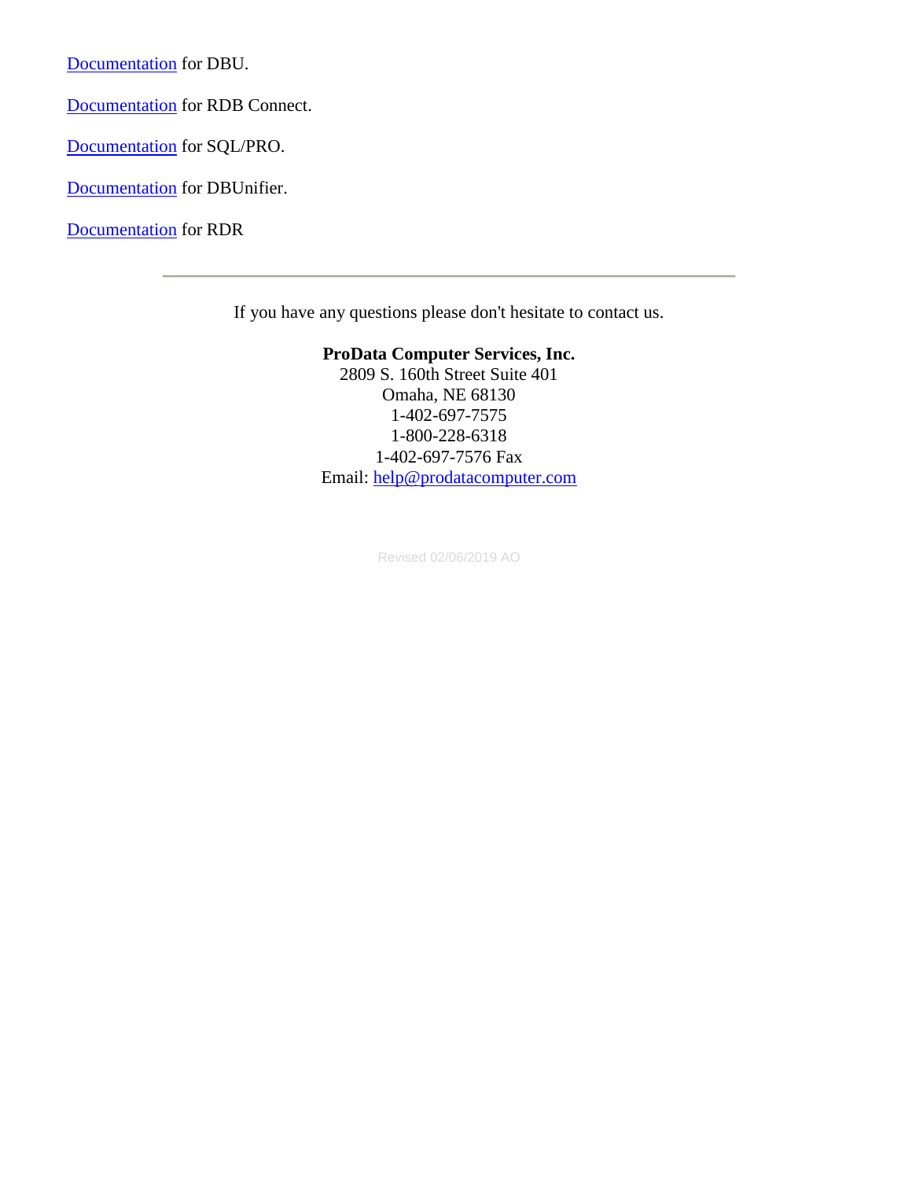Documentation for DBU.

Documentation for RDB Connect.

Documentation for SQL/PRO.

Documentation for DBUnifier.

Documentation for RDR

---

If you have any questions please don't hesitate to contact us.

**ProData Computer Services, Inc.**
2809 S. 160th Street Suite 401
Omaha, NE 68130
1-402-697-7575
1-800-228-6318
1-402-697-7576 Fax
Email: help@prodatacomputer.com

Revised 02/06/2019 AO